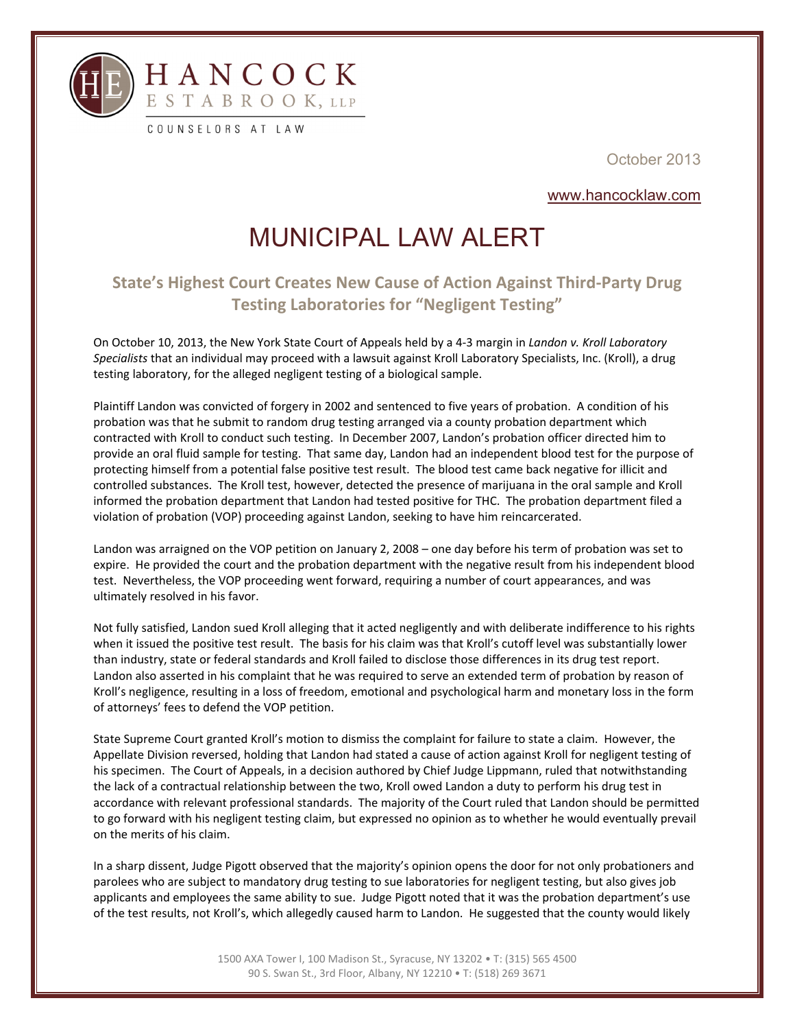HANCOCK ESTABROOK, LLP

COUNSELORS AT LAW

October 2013

www.hancocklaw.com

# MUNICIPAL LAW ALERT

## State's Highest Court Creates New Cause of Action Against Third-Party Drug Testing Laboratories for "Negligent Testing"

On October 10, 2013, the New York State Court of Appeals held by a 4-3 margin in *Landon v. Kroll Laboratory Specialists* that an individual may proceed with a lawsuit against Kroll Laboratory Specialists, Inc. (Kroll), a drug testing laboratory, for the alleged negligent testing of a biological sample.

Plaintiff Landon was convicted of forgery in 2002 and sentenced to five years of probation. A condition of his probation was that he submit to random drug testing arranged via a county probation department which contracted with Kroll to conduct such testing. In December 2007, Landon's probation officer directed him to provide an oral fluid sample for testing. That same day, Landon had an independent blood test for the purpose of protecting himself from a potential false positive test result. The blood test came back negative for illicit and controlled substances. The Kroll test, however, detected the presence of marijuana in the oral sample and Kroll informed the probation department that Landon had tested positive for THC. The probation department filed a violation of probation (VOP) proceeding against Landon, seeking to have him reincarcerated.

Landon was arraigned on the VOP petition on January 2, 2008 – one day before his term of probation was set to expire. He provided the court and the probation department with the negative result from his independent blood test. Nevertheless, the VOP proceeding went forward, requiring a number of court appearances, and was ultimately resolved in his favor.

Not fully satisfied, Landon sued Kroll alleging that it acted negligently and with deliberate indifference to his rights when it issued the positive test result. The basis for his claim was that Kroll's cutoff level was substantially lower than industry, state or federal standards and Kroll failed to disclose those differences in its drug test report. Landon also asserted in his complaint that he was required to serve an extended term of probation by reason of Kroll's negligence, resulting in a loss of freedom, emotional and psychological harm and monetary loss in the form of attorneys' fees to defend the VOP petition.

State Supreme Court granted Kroll's motion to dismiss the complaint for failure to state a claim. However, the Appellate Division reversed, holding that Landon had stated a cause of action against Kroll for negligent testing of his specimen. The Court of Appeals, in a decision authored by Chief Judge Lippmann, ruled that notwithstanding the lack of a contractual relationship between the two, Kroll owed Landon a duty to perform his drug test in accordance with relevant professional standards. The majority of the Court ruled that Landon should be permitted to go forward with his negligent testing claim, but expressed no opinion as to whether he would eventually prevail on the merits of his claim.

In a sharp dissent, Judge Pigott observed that the majority's opinion opens the door for not only probationers and parolees who are subject to mandatory drug testing to sue laboratories for negligent testing, but also gives job applicants and employees the same ability to sue. Judge Pigott noted that it was the probation department's use of the test results, not Kroll's, which allegedly caused harm to Landon. He suggested that the county would likely

1500 AXA Tower I, 100 Madison St., Syracuse, NY 13202 • T: (315) 565 4500
90 S. Swan St., 3rd Floor, Albany, NY 12210 • T: (518) 269 3671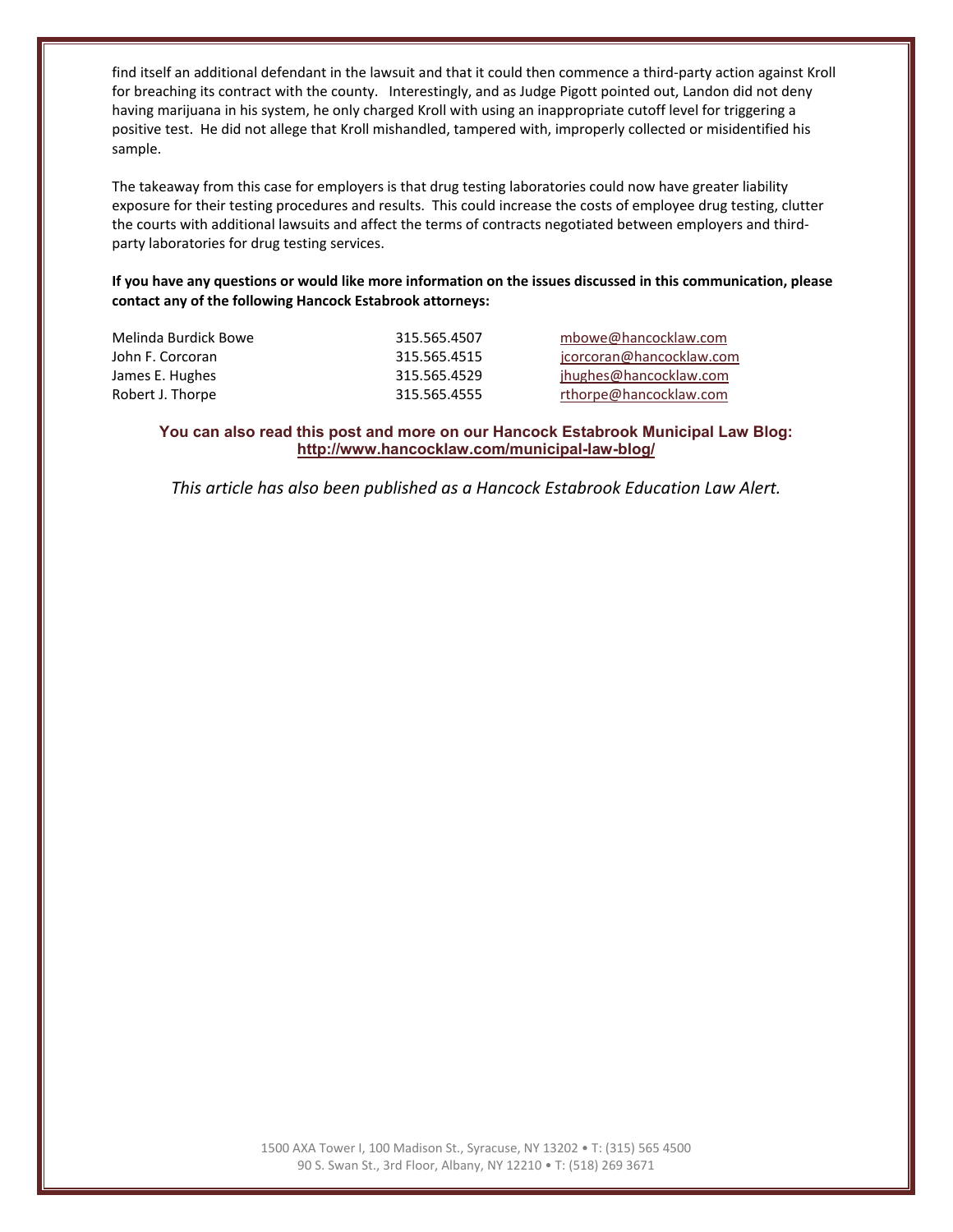find itself an additional defendant in the lawsuit and that it could then commence a third-party action against Kroll for breaching its contract with the county. Interestingly, and as Judge Pigott pointed out, Landon did not deny having marijuana in his system, he only charged Kroll with using an inappropriate cutoff level for triggering a positive test. He did not allege that Kroll mishandled, tampered with, improperly collected or misidentified his sample.

The takeaway from this case for employers is that drug testing laboratories could now have greater liability exposure for their testing procedures and results. This could increase the costs of employee drug testing, clutter the courts with additional lawsuits and affect the terms of contracts negotiated between employers and third-party laboratories for drug testing services.

**If you have any questions or would like more information on the issues discussed in this communication, please contact any of the following Hancock Estabrook attorneys:**

| | | |
|---|---|---|
| Melinda Burdick Bowe | 315.565.4507 | mbowe@hancocklaw.com |
| John F. Corcoran | 315.565.4515 | jcorcoran@hancocklaw.com |
| James E. Hughes | 315.565.4529 | jhughes@hancocklaw.com |
| Robert J. Thorpe | 315.565.4555 | rthorpe@hancocklaw.com |

**You can also read this post and more on our Hancock Estabrook Municipal Law Blog: http://www.hancocklaw.com/municipal-law-blog/**

*This article has also been published as a Hancock Estabrook Education Law Alert.*

1500 AXA Tower I, 100 Madison St., Syracuse, NY 13202 • T: (315) 565 4500
90 S. Swan St., 3rd Floor, Albany, NY 12210 • T: (518) 269 3671